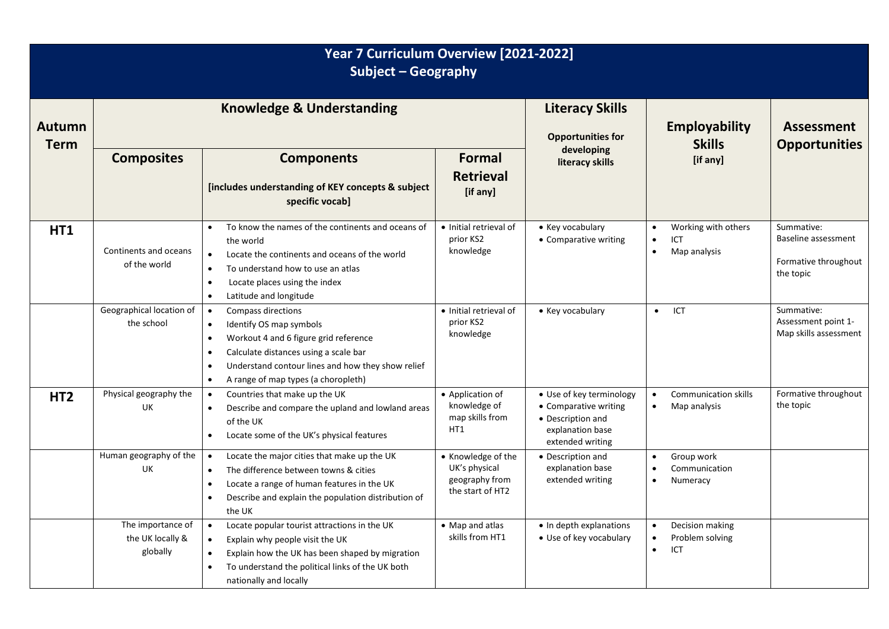# Year 7 Curriculum Overview [2021-2022]
## Subject – Geography

| Autumn Term | Knowledge & Understanding | | | Literacy Skills | Employability Skills | Assessment Opportunities |
|---|---|---|---|---|---|---|
| | **Composites** | **Components**<br>**[includes understanding of KEY concepts & subject specific vocab]** | **Formal Retrieval**<br>**[if any]** | **Opportunities for developing literacy skills** | **[if any]** | |
| **HT1** | Continents and oceans of the world | • To know the names of the continents and oceans of the world<br>• Locate the continents and oceans of the world<br>• To understand how to use an atlas<br>• Locate places using the index<br>• Latitude and longitude | • Initial retrieval of prior KS2 knowledge | • Key vocabulary<br>• Comparative writing | • Working with others<br>• ICT<br>• Map analysis | Summative:<br>Baseline assessment<br><br>Formative throughout the topic |
| | Geographical location of the school | • Compass directions<br>• Identify OS map symbols<br>• Workout 4 and 6 figure grid reference<br>• Calculate distances using a scale bar<br>• Understand contour lines and how they show relief<br>• A range of map types (a choropleth) | • Initial retrieval of prior KS2 knowledge | • Key vocabulary | • ICT | Summative:<br>Assessment point 1- Map skills assessment |
| **HT2** | Physical geography the UK | • Countries that make up the UK<br>• Describe and compare the upland and lowland areas of the UK<br>• Locate some of the UK's physical features | • Application of knowledge of map skills from HT1 | • Use of key terminology<br>• Comparative writing<br>• Description and explanation base extended writing | • Communication skills<br>• Map analysis | Formative throughout the topic |
| | Human geography of the UK | • Locate the major cities that make up the UK<br>• The difference between towns & cities<br>• Locate a range of human features in the UK<br>• Describe and explain the population distribution of the UK | • Knowledge of the UK's physical geography from the start of HT2 | • Description and explanation base extended writing | • Group work<br>• Communication<br>• Numeracy | |
| | The importance of the UK locally & globally | • Locate popular tourist attractions in the UK<br>• Explain why people visit the UK<br>• Explain how the UK has been shaped by migration<br>• To understand the political links of the UK both nationally and locally | • Map and atlas skills from HT1 | • In depth explanations<br>• Use of key vocabulary | • Decision making<br>• Problem solving<br>• ICT | |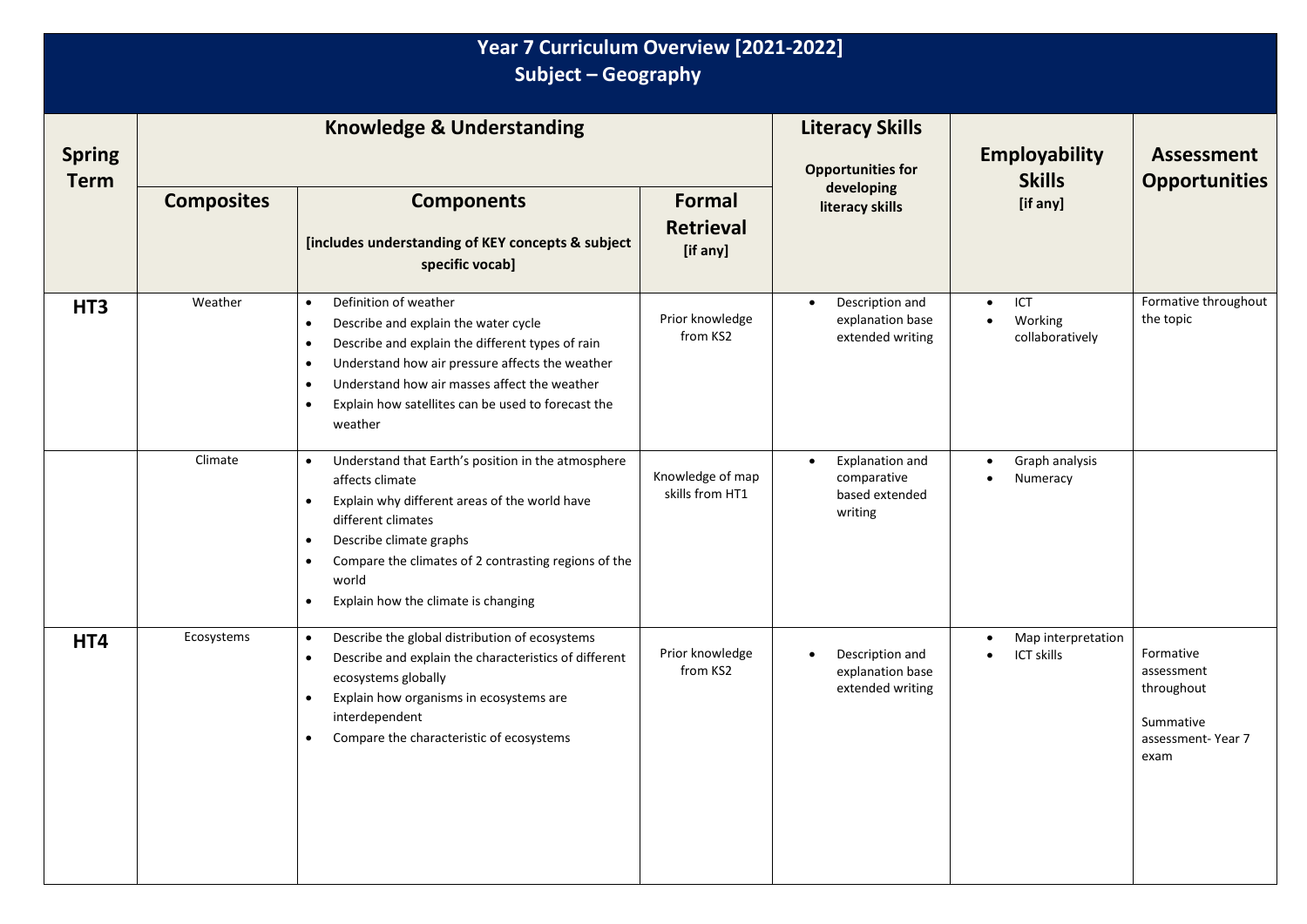# Year 7 Curriculum Overview [2021-2022]
## Subject – Geography

| Spring Term | Knowledge & Understanding | | | Literacy Skills<br>Opportunities for developing literacy skills | Employability Skills<br>[if any] | Assessment Opportunities |
|---|---|---|---|---|---|---|
| | **Composites** | **Components**<br>[includes understanding of KEY concepts & subject specific vocab] | **Formal Retrieval**<br>[if any] | | | |
| **HT3** | Weather | • Definition of weather<br>• Describe and explain the water cycle<br>• Describe and explain the different types of rain<br>• Understand how air pressure affects the weather<br>• Understand how air masses affect the weather<br>• Explain how satellites can be used to forecast the weather | Prior knowledge from KS2 | • Description and explanation base extended writing | • ICT<br>• Working collaboratively | Formative throughout the topic |
| | Climate | • Understand that Earth's position in the atmosphere affects climate<br>• Explain why different areas of the world have different climates<br>• Describe climate graphs<br>• Compare the climates of 2 contrasting regions of the world<br>• Explain how the climate is changing | Knowledge of map skills from HT1 | • Explanation and comparative based extended writing | • Graph analysis<br>• Numeracy | |
| **HT4** | Ecosystems | • Describe the global distribution of ecosystems<br>• Describe and explain the characteristics of different ecosystems globally<br>• Explain how organisms in ecosystems are interdependent<br>• Compare the characteristic of ecosystems | Prior knowledge from KS2 | • Description and explanation base extended writing | • Map interpretation<br>• ICT skills | Formative assessment throughout<br><br>Summative assessment- Year 7 exam |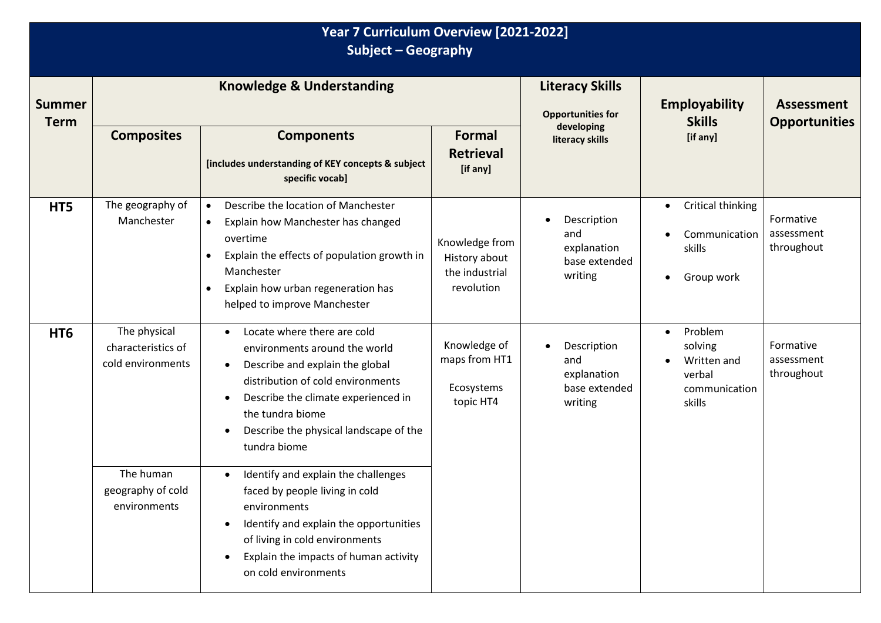# Year 7 Curriculum Overview [2021-2022]
## Subject – Geography

| Summer Term | Knowledge & Understanding | | | Literacy Skills Opportunities for developing literacy skills | Employability Skills [if any] | Assessment Opportunities |
|---|---|---|---|---|---|---|
| | Composites | Components [includes understanding of KEY concepts & subject specific vocab] | Formal Retrieval [if any] | | | |
| **HT5** | The geography of Manchester | • Describe the location of Manchester<br>• Explain how Manchester has changed overtime<br>• Explain the effects of population growth in Manchester<br>• Explain how urban regeneration has helped to improve Manchester | Knowledge from History about the industrial revolution | • Description and explanation base extended writing | • Critical thinking<br>• Communication skills<br>• Group work | Formative assessment throughout |
| **HT6** | The physical characteristics of cold environments | • Locate where there are cold environments around the world<br>• Describe and explain the global distribution of cold environments<br>• Describe the climate experienced in the tundra biome<br>• Describe the physical landscape of the tundra biome | Knowledge of maps from HT1<br><br>Ecosystems topic HT4 | • Description and explanation base extended writing | • Problem solving<br>• Written and verbal communication skills | Formative assessment throughout |
| | The human geography of cold environments | • Identify and explain the challenges faced by people living in cold environments<br>• Identify and explain the opportunities of living in cold environments<br>• Explain the impacts of human activity on cold environments | | | | |